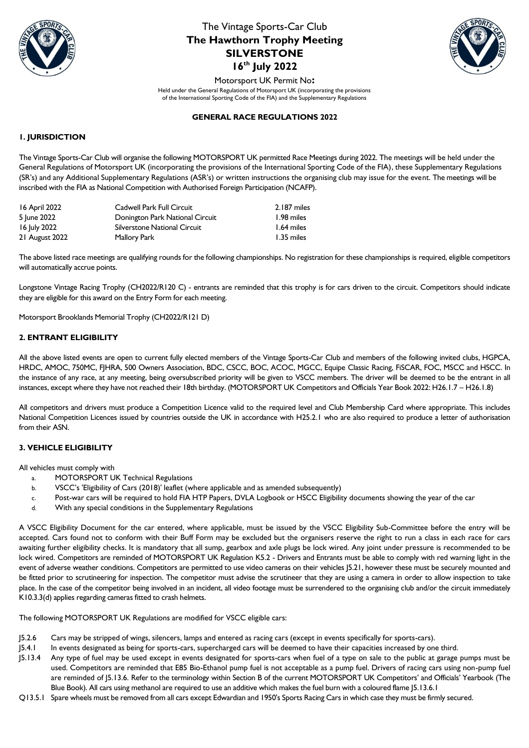# The Vintage Sports-Car Club
## The Hawthorn Trophy Meeting
## SILVERSTONE
## 16th July 2022

Motorsport UK Permit No**:**

Held under the General Regulations of Motorsport UK (incorporating the provisions of the International Sporting Code of the FIA) and the Supplementary Regulations

**GENERAL RACE REGULATIONS 2022**

### 1. JURISDICTION

The Vintage Sports-Car Club will organise the following MOTORSPORT UK permitted Race Meetings during 2022. The meetings will be held under the General Regulations of Motorsport UK (incorporating the provisions of the International Sporting Code of the FIA), these Supplementary Regulations (SR's) and any Additional Supplementary Regulations (ASR's) or written instructions the organising club may issue for the event. The meetings will be inscribed with the FIA as National Competition with Authorised Foreign Participation (NCAFP).

| | | |
|---|---|---|
| 16 April 2022 | Cadwell Park Full Circuit | 2.187 miles |
| 5 June 2022 | Donington Park National Circuit | 1.98 miles |
| 16 July 2022 | Silverstone National Circuit | 1.64 miles |
| 21 August 2022 | Mallory Park | 1.35 miles |

The above listed race meetings are qualifying rounds for the following championships. No registration for these championships is required, eligible competitors will automatically accrue points.

Longstone Vintage Racing Trophy (CH2022/R120 C) - entrants are reminded that this trophy is for cars driven to the circuit. Competitors should indicate they are eligible for this award on the Entry Form for each meeting.

Motorsport Brooklands Memorial Trophy (CH2022/R121 D)

### 2. ENTRANT ELIGIBILITY

All the above listed events are open to current fully elected members of the Vintage Sports-Car Club and members of the following invited clubs, HGPCA, HRDC, AMOC, 750MC, FJHRA, 500 Owners Association, BDC, CSCC, BOC, ACOC, MGCC, Equipe Classic Racing, FiSCAR, FOC, MSCC and HSCC. In the instance of any race, at any meeting, being oversubscribed priority will be given to VSCC members. The driver will be deemed to be the entrant in all instances, except where they have not reached their 18th birthday. (MOTORSPORT UK Competitors and Officials Year Book 2022: H26.1.7 – H26.1.8)

All competitors and drivers must produce a Competition Licence valid to the required level and Club Membership Card where appropriate. This includes National Competition Licences issued by countries outside the UK in accordance with H25.2.1 who are also required to produce a letter of authorisation from their ASN.

### 3. VEHICLE ELIGIBILITY

All vehicles must comply with

a. MOTORSPORT UK Technical Regulations
b. VSCC's 'Eligibility of Cars (2018)' leaflet (where applicable and as amended subsequently)
c. Post-war cars will be required to hold FIA HTP Papers, DVLA Logbook or HSCC Eligibility documents showing the year of the car
d. With any special conditions in the Supplementary Regulations

A VSCC Eligibility Document for the car entered, where applicable, must be issued by the VSCC Eligibility Sub-Committee before the entry will be accepted. Cars found not to conform with their Buff Form may be excluded but the organisers reserve the right to run a class in each race for cars awaiting further eligibility checks. It is mandatory that all sump, gearbox and axle plugs be lock wired. Any joint under pressure is recommended to be lock wired. Competitors are reminded of MOTORSPORT UK Regulation K5.2 - Drivers and Entrants must be able to comply with red warning light in the event of adverse weather conditions. Competitors are permitted to use video cameras on their vehicles J5.21, however these must be securely mounted and be fitted prior to scrutineering for inspection. The competitor must advise the scrutineer that they are using a camera in order to allow inspection to take place. In the case of the competitor being involved in an incident, all video footage must be surrendered to the organising club and/or the circuit immediately K10.3.3(d) applies regarding cameras fitted to crash helmets.

The following MOTORSPORT UK Regulations are modified for VSCC eligible cars:

- J5.2.6 Cars may be stripped of wings, silencers, lamps and entered as racing cars (except in events specifically for sports-cars).
- J5.4.1 In events designated as being for sports-cars, supercharged cars will be deemed to have their capacities increased by one third.
- J5.13.4 Any type of fuel may be used except in events designated for sports-cars when fuel of a type on sale to the public at garage pumps must be used. Competitors are reminded that E85 Bio-Ethanol pump fuel is not acceptable as a pump fuel. Drivers of racing cars using non-pump fuel are reminded of J5.13.6. Refer to the terminology within Section B of the current MOTORSPORT UK Competitors' and Officials' Yearbook (The Blue Book). All cars using methanol are required to use an additive which makes the fuel burn with a coloured flame J5.13.6.1
- Q13.5.1 Spare wheels must be removed from all cars except Edwardian and 1950's Sports Racing Cars in which case they must be firmly secured.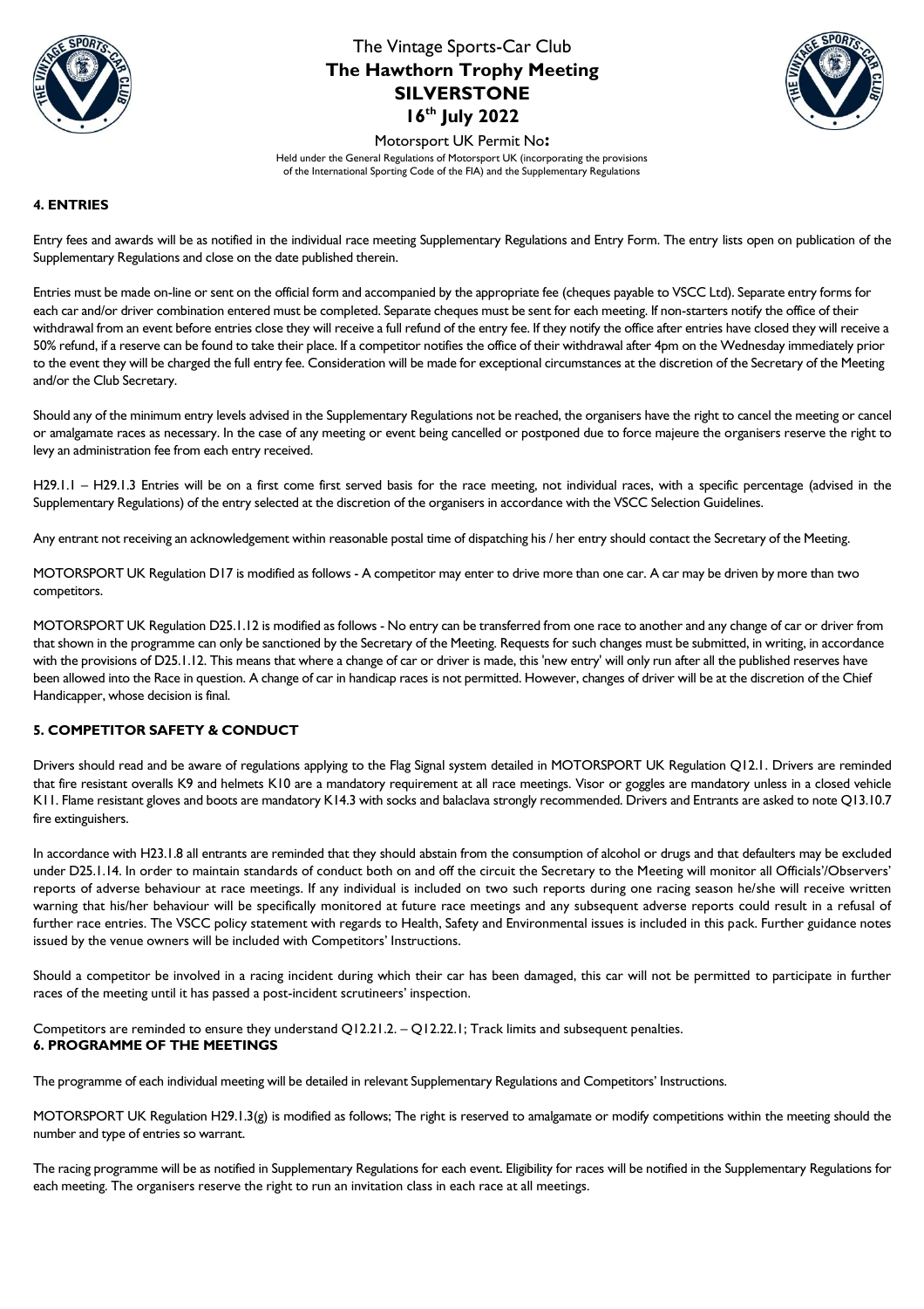## 4. ENTRIES

Entry fees and awards will be as notified in the individual race meeting Supplementary Regulations and Entry Form. The entry lists open on publication of the Supplementary Regulations and close on the date published therein.

Entries must be made on-line or sent on the official form and accompanied by the appropriate fee (cheques payable to VSCC Ltd). Separate entry forms for each car and/or driver combination entered must be completed. Separate cheques must be sent for each meeting. If non-starters notify the office of their withdrawal from an event before entries close they will receive a full refund of the entry fee. If they notify the office after entries have closed they will receive a 50% refund, if a reserve can be found to take their place. If a competitor notifies the office of their withdrawal after 4pm on the Wednesday immediately prior to the event they will be charged the full entry fee. Consideration will be made for exceptional circumstances at the discretion of the Secretary of the Meeting and/or the Club Secretary.

Should any of the minimum entry levels advised in the Supplementary Regulations not be reached, the organisers have the right to cancel the meeting or cancel or amalgamate races as necessary. In the case of any meeting or event being cancelled or postponed due to force majeure the organisers reserve the right to levy an administration fee from each entry received.

H29.1.1 – H29.1.3 Entries will be on a first come first served basis for the race meeting, not individual races, with a specific percentage (advised in the Supplementary Regulations) of the entry selected at the discretion of the organisers in accordance with the VSCC Selection Guidelines.

Any entrant not receiving an acknowledgement within reasonable postal time of dispatching his / her entry should contact the Secretary of the Meeting.

MOTORSPORT UK Regulation D17 is modified as follows - A competitor may enter to drive more than one car. A car may be driven by more than two competitors.

MOTORSPORT UK Regulation D25.1.12 is modified as follows - No entry can be transferred from one race to another and any change of car or driver from that shown in the programme can only be sanctioned by the Secretary of the Meeting. Requests for such changes must be submitted, in writing, in accordance with the provisions of D25.1.12. This means that where a change of car or driver is made, this 'new entry' will only run after all the published reserves have been allowed into the Race in question. A change of car in handicap races is not permitted. However, changes of driver will be at the discretion of the Chief Handicapper, whose decision is final.

## 5. COMPETITOR SAFETY & CONDUCT

Drivers should read and be aware of regulations applying to the Flag Signal system detailed in MOTORSPORT UK Regulation Q12.1. Drivers are reminded that fire resistant overalls K9 and helmets K10 are a mandatory requirement at all race meetings. Visor or goggles are mandatory unless in a closed vehicle K11. Flame resistant gloves and boots are mandatory K14.3 with socks and balaclava strongly recommended. Drivers and Entrants are asked to note Q13.10.7 fire extinguishers.

In accordance with H23.1.8 all entrants are reminded that they should abstain from the consumption of alcohol or drugs and that defaulters may be excluded under D25.1.14. In order to maintain standards of conduct both on and off the circuit the Secretary to the Meeting will monitor all Officials'/Observers' reports of adverse behaviour at race meetings. If any individual is included on two such reports during one racing season he/she will receive written warning that his/her behaviour will be specifically monitored at future race meetings and any subsequent adverse reports could result in a refusal of further race entries. The VSCC policy statement with regards to Health, Safety and Environmental issues is included in this pack. Further guidance notes issued by the venue owners will be included with Competitors' Instructions.

Should a competitor be involved in a racing incident during which their car has been damaged, this car will not be permitted to participate in further races of the meeting until it has passed a post-incident scrutineers' inspection.

Competitors are reminded to ensure they understand Q12.21.2. – Q12.22.1; Track limits and subsequent penalties.

## 6. PROGRAMME OF THE MEETINGS

The programme of each individual meeting will be detailed in relevant Supplementary Regulations and Competitors' Instructions.

MOTORSPORT UK Regulation H29.1.3(g) is modified as follows; The right is reserved to amalgamate or modify competitions within the meeting should the number and type of entries so warrant.

The racing programme will be as notified in Supplementary Regulations for each event. Eligibility for races will be notified in the Supplementary Regulations for each meeting. The organisers reserve the right to run an invitation class in each race at all meetings.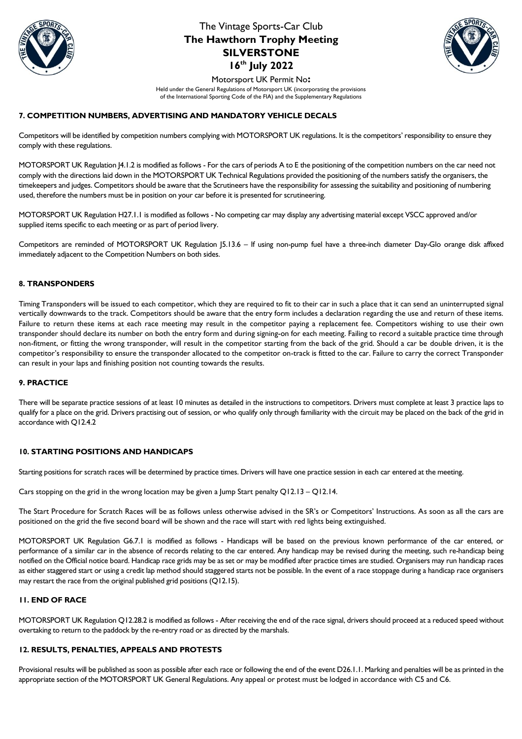## 7. COMPETITION NUMBERS, ADVERTISING AND MANDATORY VEHICLE DECALS

Competitors will be identified by competition numbers complying with MOTORSPORT UK regulations. It is the competitors' responsibility to ensure they comply with these regulations.

MOTORSPORT UK Regulation J4.1.2 is modified as follows - For the cars of periods A to E the positioning of the competition numbers on the car need not comply with the directions laid down in the MOTORSPORT UK Technical Regulations provided the positioning of the numbers satisfy the organisers, the timekeepers and judges. Competitors should be aware that the Scrutineers have the responsibility for assessing the suitability and positioning of numbering used, therefore the numbers must be in position on your car before it is presented for scrutineering.

MOTORSPORT UK Regulation H27.1.1 is modified as follows - No competing car may display any advertising material except VSCC approved and/or supplied items specific to each meeting or as part of period livery.

Competitors are reminded of MOTORSPORT UK Regulation J5.13.6 – If using non-pump fuel have a three-inch diameter Day-Glo orange disk affixed immediately adjacent to the Competition Numbers on both sides.

## 8. TRANSPONDERS

Timing Transponders will be issued to each competitor, which they are required to fit to their car in such a place that it can send an uninterrupted signal vertically downwards to the track. Competitors should be aware that the entry form includes a declaration regarding the use and return of these items. Failure to return these items at each race meeting may result in the competitor paying a replacement fee. Competitors wishing to use their own transponder should declare its number on both the entry form and during signing-on for each meeting. Failing to record a suitable practice time through non-fitment, or fitting the wrong transponder, will result in the competitor starting from the back of the grid. Should a car be double driven, it is the competitor's responsibility to ensure the transponder allocated to the competitor on-track is fitted to the car. Failure to carry the correct Transponder can result in your laps and finishing position not counting towards the results.

## 9. PRACTICE

There will be separate practice sessions of at least 10 minutes as detailed in the instructions to competitors. Drivers must complete at least 3 practice laps to qualify for a place on the grid. Drivers practising out of session, or who qualify only through familiarity with the circuit may be placed on the back of the grid in accordance with Q12.4.2

## 10. STARTING POSITIONS AND HANDICAPS

Starting positions for scratch races will be determined by practice times. Drivers will have one practice session in each car entered at the meeting.

Cars stopping on the grid in the wrong location may be given a Jump Start penalty Q12.13 – Q12.14.

The Start Procedure for Scratch Races will be as follows unless otherwise advised in the SR's or Competitors' Instructions. As soon as all the cars are positioned on the grid the five second board will be shown and the race will start with red lights being extinguished.

MOTORSPORT UK Regulation G6.7.1 is modified as follows - Handicaps will be based on the previous known performance of the car entered, or performance of a similar car in the absence of records relating to the car entered. Any handicap may be revised during the meeting, such re-handicap being notified on the Official notice board. Handicap race grids may be as set or may be modified after practice times are studied. Organisers may run handicap races as either staggered start or using a credit lap method should staggered starts not be possible. In the event of a race stoppage during a handicap race organisers may restart the race from the original published grid positions (Q12.15).

## 11. END OF RACE

MOTORSPORT UK Regulation Q12.28.2 is modified as follows - After receiving the end of the race signal, drivers should proceed at a reduced speed without overtaking to return to the paddock by the re-entry road or as directed by the marshals.

## 12. RESULTS, PENALTIES, APPEALS AND PROTESTS

Provisional results will be published as soon as possible after each race or following the end of the event D26.1.1. Marking and penalties will be as printed in the appropriate section of the MOTORSPORT UK General Regulations. Any appeal or protest must be lodged in accordance with C5 and C6.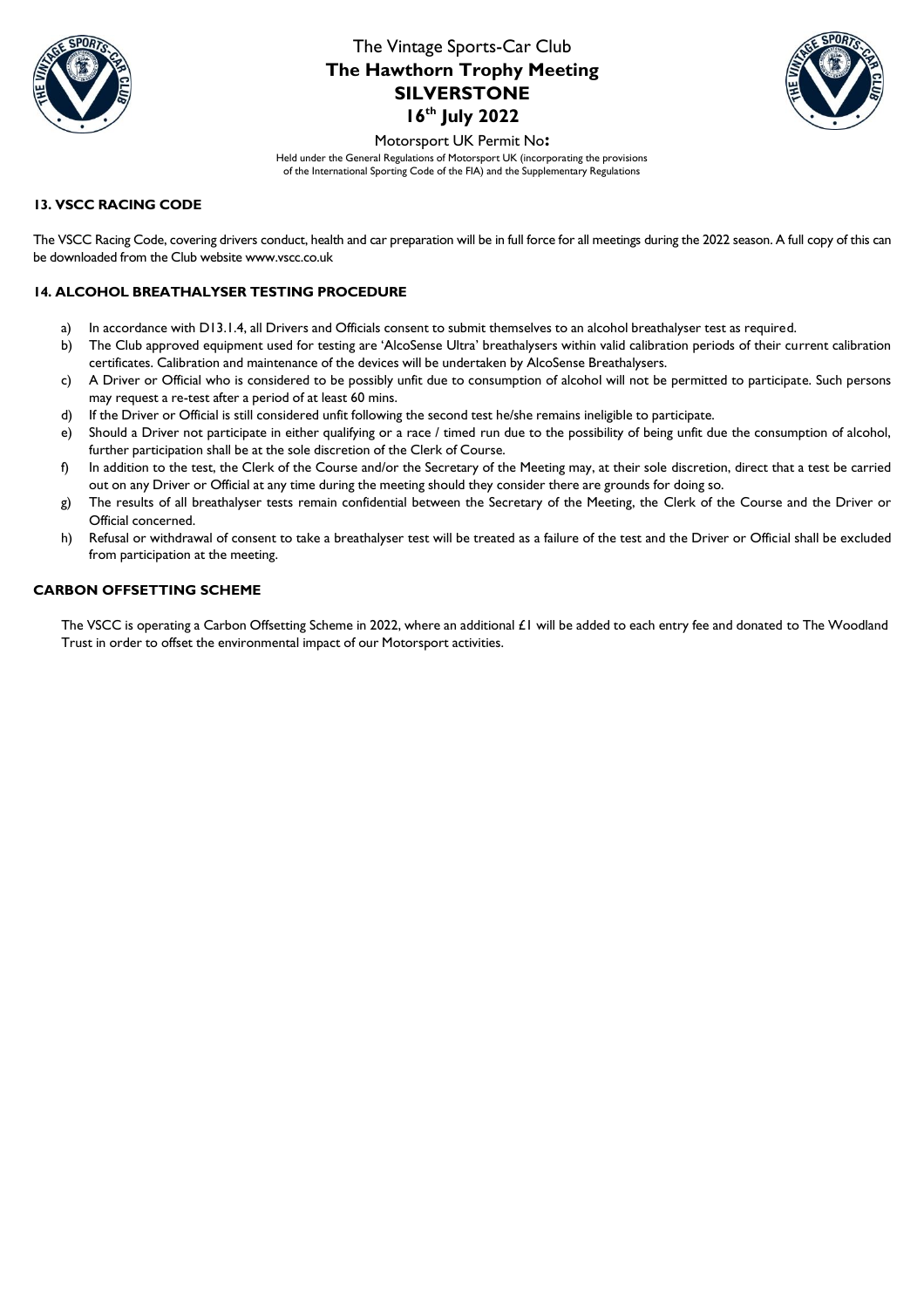### 13. VSCC RACING CODE

The VSCC Racing Code, covering drivers conduct, health and car preparation will be in full force for all meetings during the 2022 season. A full copy of this can be downloaded from the Club website www.vscc.co.uk

### 14. ALCOHOL BREATHALYSER TESTING PROCEDURE

a) In accordance with D13.1.4, all Drivers and Officials consent to submit themselves to an alcohol breathalyser test as required.
b) The Club approved equipment used for testing are 'AlcoSense Ultra' breathalysers within valid calibration periods of their current calibration certificates. Calibration and maintenance of the devices will be undertaken by AlcoSense Breathalysers.
c) A Driver or Official who is considered to be possibly unfit due to consumption of alcohol will not be permitted to participate. Such persons may request a re-test after a period of at least 60 mins.
d) If the Driver or Official is still considered unfit following the second test he/she remains ineligible to participate.
e) Should a Driver not participate in either qualifying or a race / timed run due to the possibility of being unfit due the consumption of alcohol, further participation shall be at the sole discretion of the Clerk of Course.
f) In addition to the test, the Clerk of the Course and/or the Secretary of the Meeting may, at their sole discretion, direct that a test be carried out on any Driver or Official at any time during the meeting should they consider there are grounds for doing so.
g) The results of all breathalyser tests remain confidential between the Secretary of the Meeting, the Clerk of the Course and the Driver or Official concerned.
h) Refusal or withdrawal of consent to take a breathalyser test will be treated as a failure of the test and the Driver or Official shall be excluded from participation at the meeting.

### CARBON OFFSETTING SCHEME

The VSCC is operating a Carbon Offsetting Scheme in 2022, where an additional £1 will be added to each entry fee and donated to The Woodland Trust in order to offset the environmental impact of our Motorsport activities.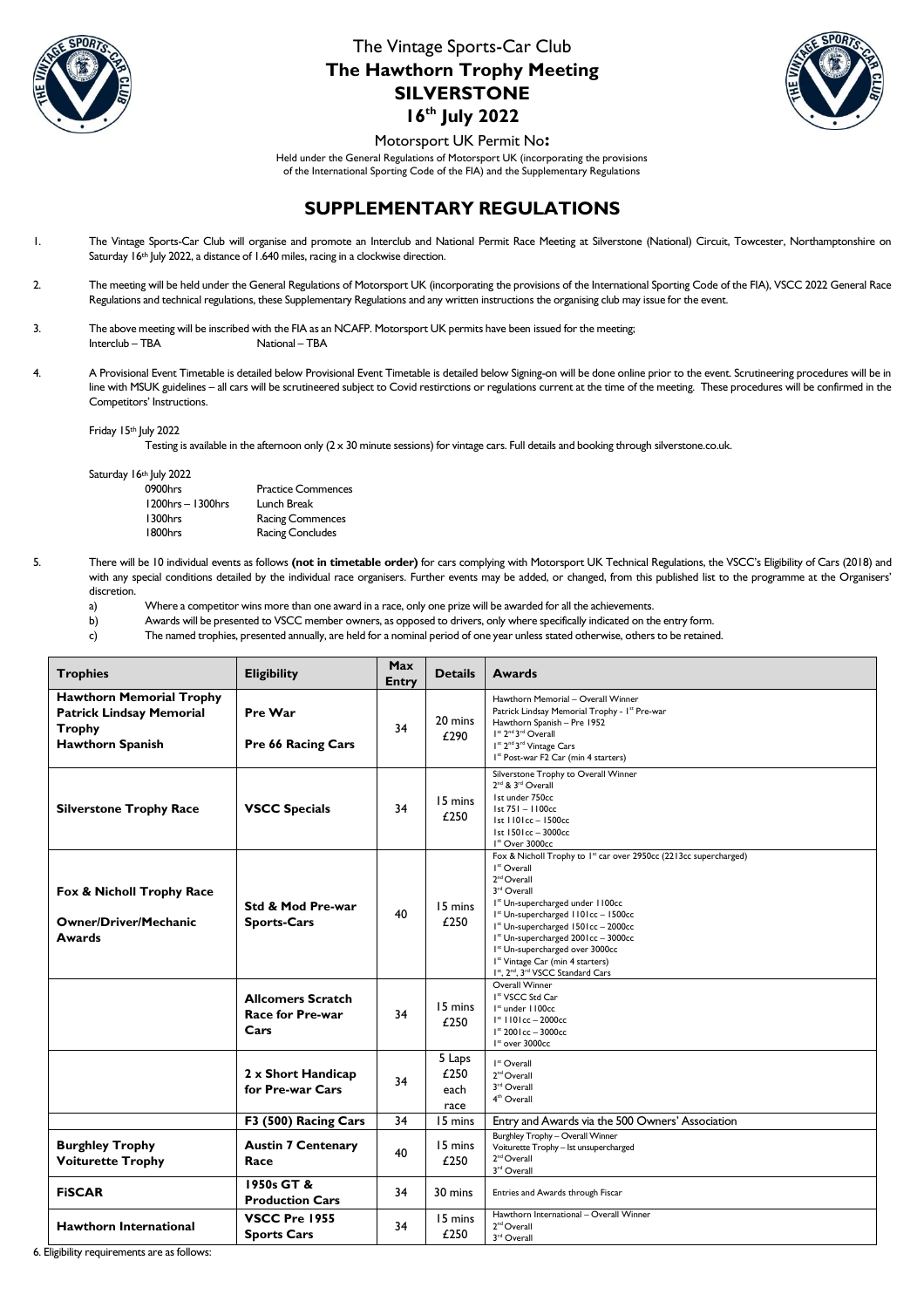# The Vintage Sports-Car Club

## The Hawthorn Trophy Meeting

## SILVERSTONE

## 16th July 2022

Motorsport UK Permit No**:**

Held under the General Regulations of Motorsport UK (incorporating the provisions of the International Sporting Code of the FIA) and the Supplementary Regulations

# SUPPLEMENTARY REGULATIONS

1. The Vintage Sports-Car Club will organise and promote an Interclub and National Permit Race Meeting at Silverstone (National) Circuit, Towcester, Northamptonshire on Saturday 16th July 2022, a distance of 1.640 miles, racing in a clockwise direction.

2. The meeting will be held under the General Regulations of Motorsport UK (incorporating the provisions of the International Sporting Code of the FIA), VSCC 2022 General Race Regulations and technical regulations, these Supplementary Regulations and any written instructions the organising club may issue for the event.

3. The above meeting will be inscribed with the FIA as an NCAFP. Motorsport UK permits have been issued for the meeting;
   Interclub – TBA National – TBA

4. A Provisional Event Timetable is detailed below Provisional Event Timetable is detailed below Signing-on will be done online prior to the event. Scrutineering procedures will be in line with MSUK guidelines – all cars will be scrutineered subject to Covid restirctions or regulations current at the time of the meeting. These procedures will be confirmed in the Competitors' Instructions.

   Friday 15th July 2022

   Testing is available in the afternoon only (2 x 30 minute sessions) for vintage cars. Full details and booking through silverstone.co.uk.

   Saturday 16th July 2022

   | | |
   |---|---|
   | 0900hrs | Practice Commences |
   | 1200hrs – 1300hrs | Lunch Break |
   | 1300hrs | Racing Commences |
   | 1800hrs | Racing Concludes |

5. There will be 10 individual events as follows **(not in timetable order)** for cars complying with Motorsport UK Technical Regulations, the VSCC's Eligibility of Cars (2018) and with any special conditions detailed by the individual race organisers. Further events may be added, or changed, from this published list to the programme at the Organisers' discretion.

   a) Where a competitor wins more than one award in a race, only one prize will be awarded for all the achievements.

   b) Awards will be presented to VSCC member owners, as opposed to drivers, only where specifically indicated on the entry form.

   c) The named trophies, presented annually, are held for a nominal period of one year unless stated otherwise, others to be retained.

| Trophies | Eligibility | Max Entry | Details | Awards |
|---|---|---|---|---|
| **Hawthorn Memorial Trophy**<br>**Patrick Lindsay Memorial Trophy**<br>**Hawthorn Spanish** | **Pre War**<br><br>**Pre 66 Racing Cars** | 34 | 20 mins<br>£290 | Hawthorn Memorial – Overall Winner<br>Patrick Lindsay Memorial Trophy - 1st Pre-war<br>Hawthorn Spanish – Pre 1952<br>1st 2nd 3rd Overall<br>1st 2nd 3rd Vintage Cars<br>1st Post-war F2 Car (min 4 starters) |
| **Silverstone Trophy Race** | **VSCC Specials** | 34 | 15 mins<br>£250 | Silverstone Trophy to Overall Winner<br>2nd & 3rd Overall<br>1st under 750cc<br>1st 751 – 1100cc<br>1st 1101cc – 1500cc<br>1st 1501cc – 3000cc<br>1st Over 3000cc |
| **Fox & Nicholl Trophy Race**<br><br>**Owner/Driver/Mechanic Awards** | **Std & Mod Pre-war Sports-Cars** | 40 | 15 mins<br>£250 | Fox & Nicholl Trophy to 1st car over 2950cc (2213cc supercharged)<br>1st Overall<br>2nd Overall<br>3rd Overall<br>1st Un-supercharged under 1100cc<br>1st Un-supercharged 1101cc – 1500cc<br>1st Un-supercharged 1501cc – 2000cc<br>1st Un-supercharged 2001cc – 3000cc<br>1st Un-supercharged over 3000cc<br>1st Vintage Car (min 4 starters)<br>1st, 2nd, 3rd VSCC Standard Cars |
| | **Allcomers Scratch Race for Pre-war Cars** | 34 | 15 mins<br>£250 | Overall Winner<br>1st VSCC Std Car<br>1st under 1100cc<br>1st 1101cc – 2000cc<br>1st 2001cc – 3000cc<br>1st over 3000cc |
| | **2 x Short Handicap for Pre-war Cars** | 34 | 5 Laps<br>£250<br>each race | 1st Overall<br>2nd Overall<br>3rd Overall<br>4th Overall |
| | **F3 (500) Racing Cars** | 34 | 15 mins | Entry and Awards via the 500 Owners' Association |
| **Burghley Trophy**<br>**Voiturette Trophy** | **Austin 7 Centenary Race** | 40 | 15 mins<br>£250 | Burghley Trophy – Overall Winner<br>Voiturette Trophy – lst unsupercharged<br>2nd Overall<br>3rd Overall |
| **FiSCAR** | **1950s GT & Production Cars** | 34 | 30 mins | Entries and Awards through Fiscar |
| **Hawthorn International** | **VSCC Pre 1955 Sports Cars** | 34 | 15 mins<br>£250 | Hawthorn International – Overall Winner<br>2nd Overall<br>3rd Overall |

6. Eligibility requirements are as follows: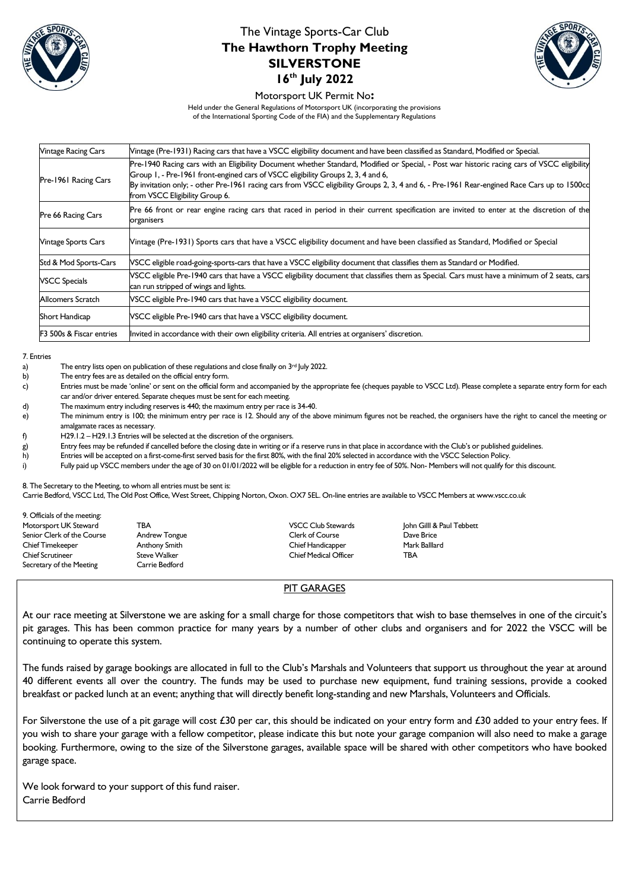# The Vintage Sports-Car Club
## The Hawthorn Trophy Meeting
## SILVERSTONE
## 16th July 2022

Motorsport UK Permit No**:**

Held under the General Regulations of Motorsport UK (incorporating the provisions of the International Sporting Code of the FIA) and the Supplementary Regulations

| | |
|---|---|
| Vintage Racing Cars | Vintage (Pre-1931) Racing cars that have a VSCC eligibility document and have been classified as Standard, Modified or Special. |
| Pre-1961 Racing Cars | Pre-1940 Racing cars with an Eligibility Document whether Standard, Modified or Special, - Post war historic racing cars of VSCC eligibility Group 1, - Pre-1961 front-engined cars of VSCC eligibility Groups 2, 3, 4 and 6, By invitation only; - other Pre-1961 racing cars from VSCC eligibility Groups 2, 3, 4 and 6, - Pre-1961 Rear-engined Race Cars up to 1500cc from VSCC Eligibility Group 6. |
| Pre 66 Racing Cars | Pre 66 front or rear engine racing cars that raced in period in their current specification are invited to enter at the discretion of the organisers |
| Vintage Sports Cars | Vintage (Pre-1931) Sports cars that have a VSCC eligibility document and have been classified as Standard, Modified or Special |
| Std & Mod Sports-Cars | VSCC eligible road-going-sports-cars that have a VSCC eligibility document that classifies them as Standard or Modified. |
| VSCC Specials | VSCC eligible Pre-1940 cars that have a VSCC eligibility document that classifies them as Special. Cars must have a minimum of 2 seats, cars can run stripped of wings and lights. |
| Allcomers Scratch | VSCC eligible Pre-1940 cars that have a VSCC eligibility document. |
| Short Handicap | VSCC eligible Pre-1940 cars that have a VSCC eligibility document. |
| F3 500s & Fiscar entries | Invited in accordance with their own eligibility criteria. All entries at organisers' discretion. |

7. Entries

a) The entry lists open on publication of these regulations and close finally on 3rd July 2022.

b) The entry fees are as detailed on the official entry form.

c) Entries must be made 'online' or sent on the official form and accompanied by the appropriate fee (cheques payable to VSCC Ltd). Please complete a separate entry form for each car and/or driver entered. Separate cheques must be sent for each meeting.

d) The maximum entry including reserves is 440; the maximum entry per race is 34-40.

e) The minimum entry is 100; the minimum entry per race is 12. Should any of the above minimum figures not be reached, the organisers have the right to cancel the meeting or amalgamate races as necessary.

f) H29.1.2 – H29.1.3 Entries will be selected at the discretion of the organisers.

g) Entry fees may be refunded if cancelled before the closing date in writing or if a reserve runs in that place in accordance with the Club's or published guidelines.

h) Entries will be accepted on a first-come-first served basis for the first 80%, with the final 20% selected in accordance with the VSCC Selection Policy.

i) Fully paid up VSCC members under the age of 30 on 01/01/2022 will be eligible for a reduction in entry fee of 50%. Non- Members will not qualify for this discount.

8. The Secretary to the Meeting, to whom all entries must be sent is:
Carrie Bedford, VSCC Ltd, The Old Post Office, West Street, Chipping Norton, Oxon. OX7 5EL. On-line entries are available to VSCC Members at www.vscc.co.uk

9. Officials of the meeting:

| | | | |
|---|---|---|---|
| Motorsport UK Steward | TBA | VSCC Club Stewards | John Gilll & Paul Tebbett |
| Senior Clerk of the Course | Andrew Tongue | Clerk of Course | Dave Brice |
| Chief Timekeeper | Anthony Smith | Chief Handicapper | Mark Balllard |
| Chief Scrutineer | Steve Walker | Chief Medical Officer | TBA |
| Secretary of the Meeting | Carrie Bedford | | |

## PIT GARAGES

At our race meeting at Silverstone we are asking for a small charge for those competitors that wish to base themselves in one of the circuit's pit garages. This has been common practice for many years by a number of other clubs and organisers and for 2022 the VSCC will be continuing to operate this system.

The funds raised by garage bookings are allocated in full to the Club's Marshals and Volunteers that support us throughout the year at around 40 different events all over the country. The funds may be used to purchase new equipment, fund training sessions, provide a cooked breakfast or packed lunch at an event; anything that will directly benefit long-standing and new Marshals, Volunteers and Officials.

For Silverstone the use of a pit garage will cost £30 per car, this should be indicated on your entry form and £30 added to your entry fees. If you wish to share your garage with a fellow competitor, please indicate this but note your garage companion will also need to make a garage booking. Furthermore, owing to the size of the Silverstone garages, available space will be shared with other competitors who have booked garage space.

We look forward to your support of this fund raiser.
Carrie Bedford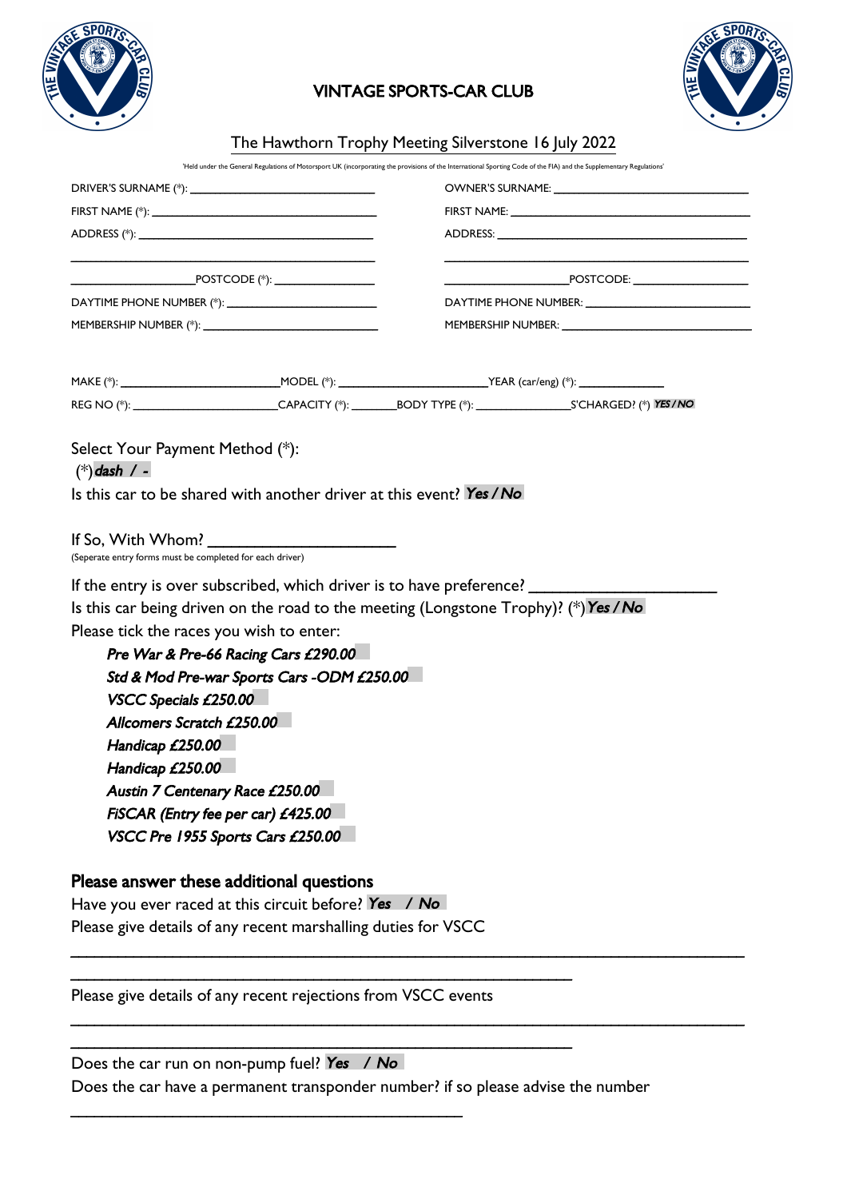# VINTAGE SPORTS-CAR CLUB

## The Hawthorn Trophy Meeting Silverstone 16 July 2022

'Held under the General Regulations of Motorsport UK (incorporating the provisions of the International Sporting Code of the FIA) and the Supplementary Regulations'

DRIVER'S SURNAME (*): ____________________________

FIRST NAME (*): ____________________________

ADDRESS (*): ____________________________

____________________________

__________________ POSTCODE (*): ______________

DAYTIME PHONE NUMBER (*): ____________________

MEMBERSHIP NUMBER (*): ______________________

OWNER'S SURNAME: ____________________________

FIRST NAME: ____________________________

ADDRESS: ____________________________

____________________________

__________________ POSTCODE: ______________

DAYTIME PHONE NUMBER: ____________________

MEMBERSHIP NUMBER: ______________________

MAKE (*): ____________________ MODEL (*): ____________________ YEAR (car/eng) (*): ____________

REG NO (*): ____________________ CAPACITY (*): _______ BODY TYPE (*): ______________ S'CHARGED? (*) ***YES / NO***

Select Your Payment Method (*):
(*) ***dash / -***

Is this car to be shared with another driver at this event? ***Yes / No***

If So, With Whom? ____________________
(Seperate entry forms must be completed for each driver)

If the entry is over subscribed, which driver is to have preference? ____________________

Is this car being driven on the road to the meeting (Longstone Trophy)? (*) ***Yes / No***

Please tick the races you wish to enter:

- ***Pre War & Pre-66 Racing Cars £290.00*** ☐
- ***Std & Mod Pre-war Sports Cars -ODM £250.00*** ☐
- ***VSCC Specials £250.00*** ☐
- ***Allcomers Scratch £250.00*** ☐
- ***Handicap £250.00*** ☐
- ***Handicap £250.00*** ☐
- ***Austin 7 Centenary Race £250.00*** ☐
- ***FiSCAR (Entry fee per car) £425.00*** ☐
- ***VSCC Pre 1955 Sports Cars £250.00*** ☐

## Please answer these additional questions

Have you ever raced at this circuit before? ***Yes / No***

Please give details of any recent marshalling duties for VSCC

______________________________________________________________

______________________________________________

Please give details of any recent rejections from VSCC events

______________________________________________________________

______________________________________________

Does the car run on non-pump fuel? ***Yes / No***

Does the car have a permanent transponder number? if so please advise the number

____________________________________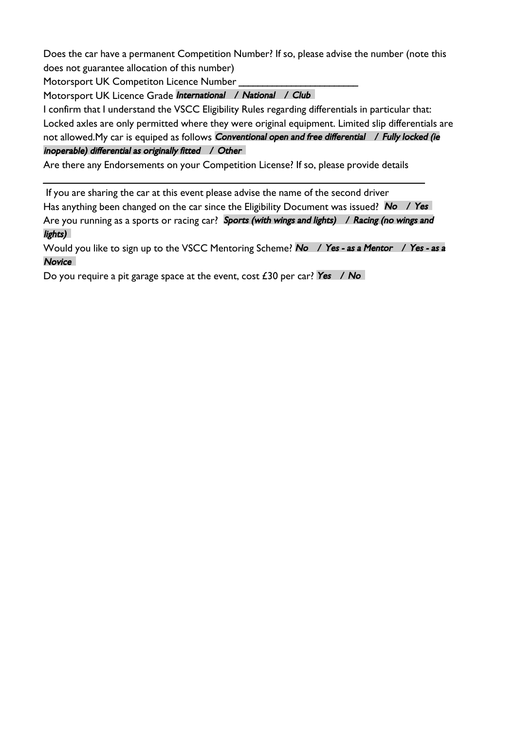Does the car have a permanent Competition Number? If so, please advise the number (note this does not guarantee allocation of this number)

Motorsport UK Competiton Licence Number ______________________

Motorsport UK Licence Grade *International / National / Club*

I confirm that I understand the VSCC Eligibility Rules regarding differentials in particular that: Locked axles are only permitted where they were original equipment. Limited slip differentials are not allowed.My car is equiped as follows *Conventional open and free differential / Fully locked (ie inoperable) differential as originally fitted / Other*

Are there any Endorsements on your Competition License? If so, please provide details

______________________________________________________________________

If you are sharing the car at this event please advise the name of the second driver

Has anything been changed on the car since the Eligibility Document was issued? *No / Yes*

Are you running as a sports or racing car? *Sports (with wings and lights) / Racing (no wings and lights)*

Would you like to sign up to the VSCC Mentoring Scheme? *No / Yes - as a Mentor / Yes - as a Novice*

Do you require a pit garage space at the event, cost £30 per car? *Yes / No*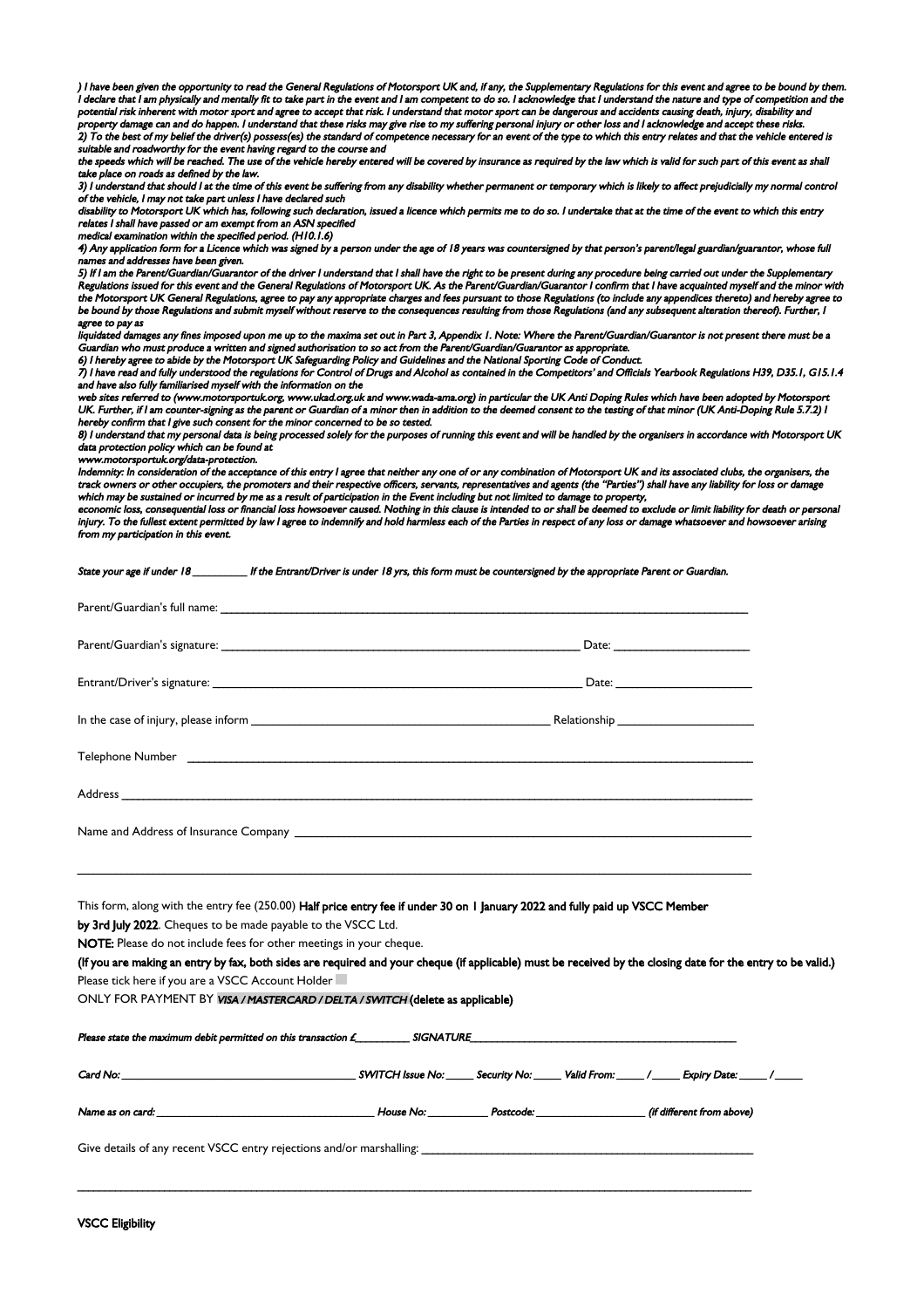*) I have been given the opportunity to read the General Regulations of Motorsport UK and, if any, the Supplementary Regulations for this event and agree to be bound by them. I declare that I am physically and mentally fit to take part in the event and I am competent to do so. I acknowledge that I understand the nature and type of competition and the potential risk inherent with motor sport and agree to accept that risk. I understand that motor sport can be dangerous and accidents causing death, injury, disability and property damage can and do happen. I understand that these risks may give rise to my suffering personal injury or other loss and I acknowledge and accept these risks.*

*2) To the best of my belief the driver(s) possess(es) the standard of competence necessary for an event of the type to which this entry relates and that the vehicle entered is suitable and roadworthy for the event having regard to the course and the speeds which will be reached. The use of the vehicle hereby entered will be covered by insurance as required by the law which is valid for such part of this event as shall take place on roads as defined by the law.*

*3) I understand that should I at the time of this event be suffering from any disability whether permanent or temporary which is likely to affect prejudicially my normal control of the vehicle, I may not take part unless I have declared such disability to Motorsport UK which has, following such declaration, issued a licence which permits me to do so. I undertake that at the time of the event to which this entry relates I shall have passed or am exempt from an ASN specified medical examination within the specified period. (H10.1.6)*

*4) Any application form for a Licence which was signed by a person under the age of 18 years was countersigned by that person's parent/legal guardian/guarantor, whose full names and addresses have been given.*

*5) If I am the Parent/Guardian/Guarantor of the driver I understand that I shall have the right to be present during any procedure being carried out under the Supplementary Regulations issued for this event and the General Regulations of Motorsport UK. As the Parent/Guardian/Guarantor I confirm that I have acquainted myself and the minor with the Motorsport UK General Regulations, agree to pay any appropriate charges and fees pursuant to those Regulations (to include any appendices thereto) and hereby agree to be bound by those Regulations and submit myself without reserve to the consequences resulting from those Regulations (and any subsequent alteration thereof). Further, I agree to pay as liquidated damages any fines imposed upon me up to the maxima set out in Part 3, Appendix 1. Note: Where the Parent/Guardian/Guarantor is not present there must be a Guardian who must produce a written and signed authorisation to so act from the Parent/Guardian/Guarantor as appropriate.*

*6) I hereby agree to abide by the Motorsport UK Safeguarding Policy and Guidelines and the National Sporting Code of Conduct.*

*7) I have read and fully understood the regulations for Control of Drugs and Alcohol as contained in the Competitors' and Officials Yearbook Regulations H39, D35.1, G15.1.4 and have also fully familiarised myself with the information on the web sites referred to (www.motorsportuk.org, www.ukad.org.uk and www.wada-ama.org) in particular the UK Anti Doping Rules which have been adopted by Motorsport UK. Further, if I am counter-signing as the parent or Guardian of a minor then in addition to the deemed consent to the testing of that minor (UK Anti-Doping Rule 5.7.2) I hereby confirm that I give such consent for the minor concerned to be so tested.*

*8) I understand that my personal data is being processed solely for the purposes of running this event and will be handled by the organisers in accordance with Motorsport UK data protection policy which can be found at www.motorsportuk.org/data-protection.*

*Indemnity: In consideration of the acceptance of this entry I agree that neither any one of or any combination of Motorsport UK and its associated clubs, the organisers, the track owners or other occupiers, the promoters and their respective officers, servants, representatives and agents (the "Parties") shall have any liability for loss or damage which may be sustained or incurred by me as a result of participation in the Event including but not limited to damage to property, economic loss, consequential loss or financial loss howsoever caused. Nothing in this clause is intended to or shall be deemed to exclude or limit liability for death or personal injury. To the fullest extent permitted by law I agree to indemnify and hold harmless each of the Parties in respect of any loss or damage whatsoever and howsoever arising from my participation in this event.*

*State your age if under 18 __________ If the Entrant/Driver is under 18 yrs, this form must be countersigned by the appropriate Parent or Guardian.*

Parent/Guardian's full name: ______________________________________________

Parent/Guardian's signature: ______________________________ Date: ______________

Entrant/Driver's signature: ______________________________ Date: ______________

In the case of injury, please inform ______________________________ Relationship ______________

Telephone Number ______________________________________________

Address ______________________________________________

Name and Address of Insurance Company ______________________________________________

______________________________________________

This form, along with the entry fee (250.00) **Half price entry fee if under 30 on 1 January 2022 and fully paid up VSCC Member by 3rd July 2022**. Cheques to be made payable to the VSCC Ltd.

**NOTE:** Please do not include fees for other meetings in your cheque.

**(If you are making an entry by fax, both sides are required and your cheque (if applicable) must be received by the closing date for the entry to be valid.)**

Please tick here if you are a VSCC Account Holder ☐

ONLY FOR PAYMENT BY ***VISA / MASTERCARD / DELTA / SWITCH*** **(delete as applicable)**

***Please state the maximum debit permitted on this transaction £__________ SIGNATURE______________________________***

*Card No: ______________________________ SWITCH Issue No: _____ Security No: _____ Valid From: _____ / _____ Expiry Date: _____ / _____*

*Name as on card: ______________________________ House No: __________ Postcode: ______________ (if different from above)*

Give details of any recent VSCC entry rejections and/or marshalling: ______________________________

______________________________________________

**VSCC Eligibility**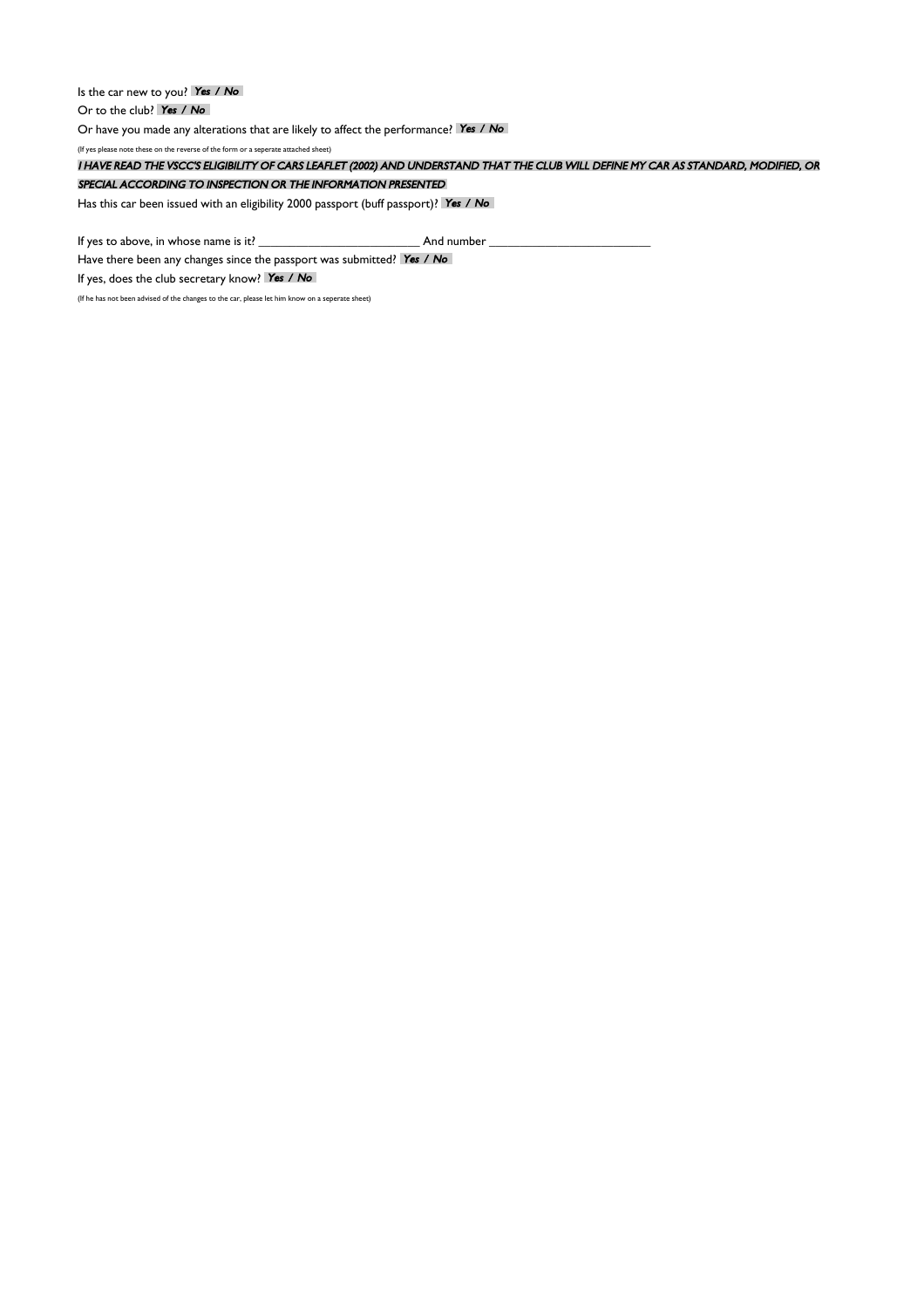Is the car new to you? ***Yes / No***

Or to the club? ***Yes / No***

Or have you made any alterations that are likely to affect the performance? ***Yes / No***

(If yes please note these on the reverse of the form or a seperate attached sheet)

***I HAVE READ THE VSCC'S ELIGIBILITY OF CARS LEAFLET (2002) AND UNDERSTAND THAT THE CLUB WILL DEFINE MY CAR AS STANDARD, MODIFIED, OR SPECIAL ACCORDING TO INSPECTION OR THE INFORMATION PRESENTED***

Has this car been issued with an eligibility 2000 passport (buff passport)? ***Yes / No***

If yes to above, in whose name is it? _________________________ And number _________________________

Have there been any changes since the passport was submitted? ***Yes / No***

If yes, does the club secretary know? ***Yes / No***

(If he has not been advised of the changes to the car, please let him know on a seperate sheet)